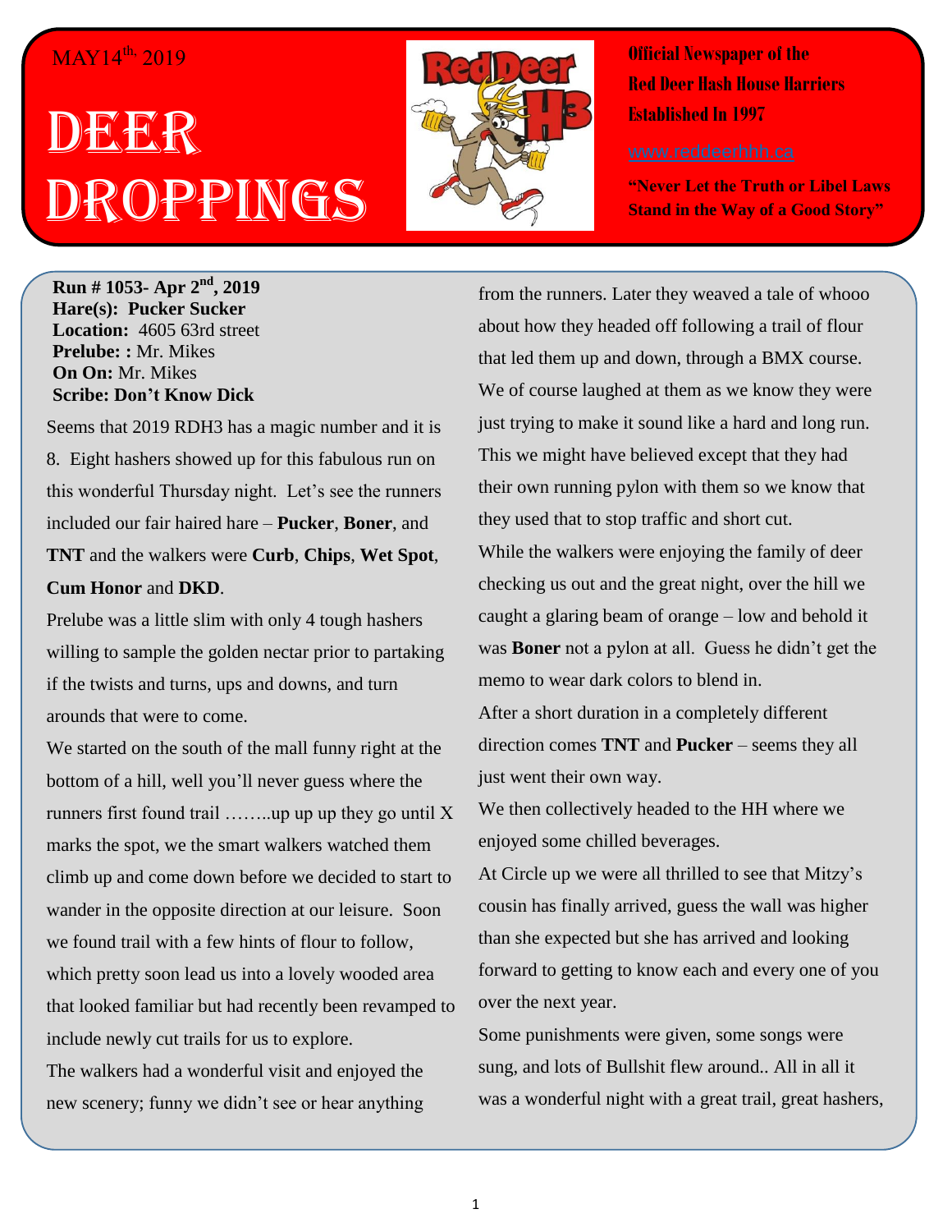MAY14th, 2019

# DEER DROPPINGS

**Official Newspaper of the Red Deer Hash House Harriers Established In 1997**

www.reddeerhhh.ca

**"Never Let the Truth or Libel Laws Stand in the Way of a Good Story"**

**Run # 1053- Apr 2nd, 2019**
**Hare(s): Pucker Sucker**
**Location:** 4605 63rd street
**Prelube: :** Mr. Mikes
**On On:** Mr. Mikes
**Scribe: Don't Know Dick**

Seems that 2019 RDH3 has a magic number and it is 8. Eight hashers showed up for this fabulous run on this wonderful Thursday night. Let's see the runners included our fair haired hare – **Pucker**, **Boner**, and **TNT** and the walkers were **Curb**, **Chips**, **Wet Spot**, **Cum Honor** and **DKD**.

Prelube was a little slim with only 4 tough hashers willing to sample the golden nectar prior to partaking if the twists and turns, ups and downs, and turn arounds that were to come.

We started on the south of the mall funny right at the bottom of a hill, well you'll never guess where the runners first found trail ……..up up up they go until X marks the spot, we the smart walkers watched them climb up and come down before we decided to start to wander in the opposite direction at our leisure. Soon we found trail with a few hints of flour to follow, which pretty soon lead us into a lovely wooded area that looked familiar but had recently been revamped to include newly cut trails for us to explore.

The walkers had a wonderful visit and enjoyed the new scenery; funny we didn't see or hear anything from the runners. Later they weaved a tale of whooo about how they headed off following a trail of flour that led them up and down, through a BMX course. We of course laughed at them as we know they were just trying to make it sound like a hard and long run. This we might have believed except that they had their own running pylon with them so we know that they used that to stop traffic and short cut.

While the walkers were enjoying the family of deer checking us out and the great night, over the hill we caught a glaring beam of orange – low and behold it was **Boner** not a pylon at all. Guess he didn't get the memo to wear dark colors to blend in.

After a short duration in a completely different direction comes **TNT** and **Pucker** – seems they all just went their own way.

We then collectively headed to the HH where we enjoyed some chilled beverages.

At Circle up we were all thrilled to see that Mitzy's cousin has finally arrived, guess the wall was higher than she expected but she has arrived and looking forward to getting to know each and every one of you over the next year.

Some punishments were given, some songs were sung, and lots of Bullshit flew around.. All in all it was a wonderful night with a great trail, great hashers,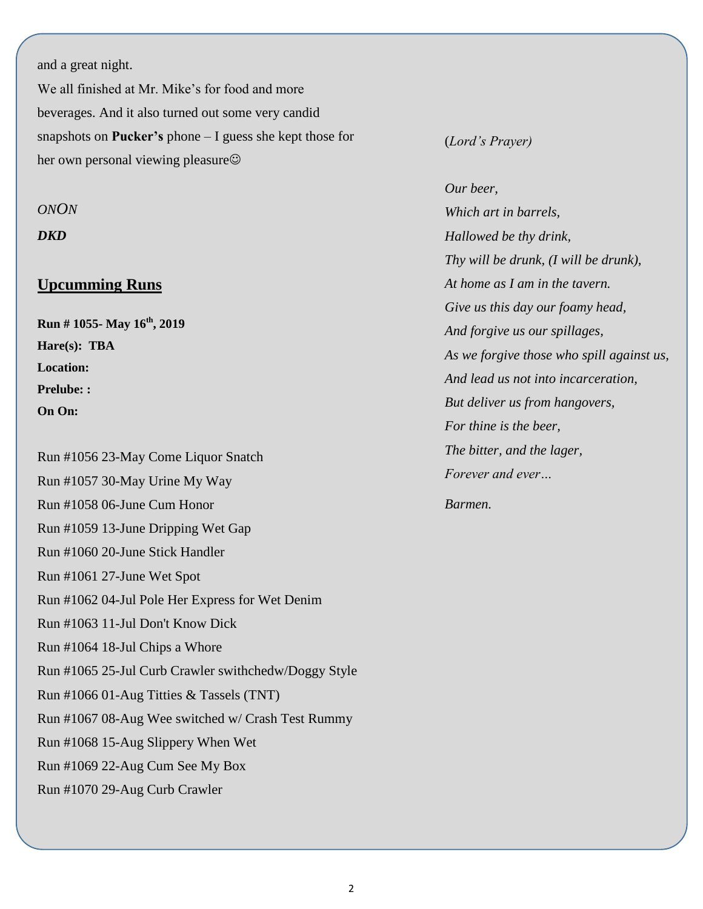and a great night.

We all finished at Mr. Mike's for food and more beverages. And it also turned out some very candid snapshots on **Pucker's** phone – I guess she kept those for her own personal viewing pleasure☺

*ONON*

***DKD***

## Upcumming Runs

**Run # 1055- May 16th, 2019**
**Hare(s): TBA**
**Location:**
**Prelube: :**
**On On:**

Run #1056 23-May Come Liquor Snatch
Run #1057 30-May Urine My Way
Run #1058 06-June Cum Honor
Run #1059 13-June Dripping Wet Gap
Run #1060 20-June Stick Handler
Run #1061 27-June Wet Spot
Run #1062 04-Jul Pole Her Express for Wet Denim
Run #1063 11-Jul Don't Know Dick
Run #1064 18-Jul Chips a Whore
Run #1065 25-Jul Curb Crawler swithchedw/Doggy Style
Run #1066 01-Aug Titties & Tassels (TNT)
Run #1067 08-Aug Wee switched w/ Crash Test Rummy
Run #1068 15-Aug Slippery When Wet
Run #1069 22-Aug Cum See My Box
Run #1070 29-Aug Curb Crawler

(*Lord's Prayer)*

*Our beer,*
*Which art in barrels,*
*Hallowed be thy drink,*
*Thy will be drunk, (I will be drunk),*
*At home as I am in the tavern.*
*Give us this day our foamy head,*
*And forgive us our spillages,*
*As we forgive those who spill against us,*
*And lead us not into incarceration,*
*But deliver us from hangovers,*
*For thine is the beer,*
*The bitter, and the lager,*
*Forever and ever…*

*Barmen.*